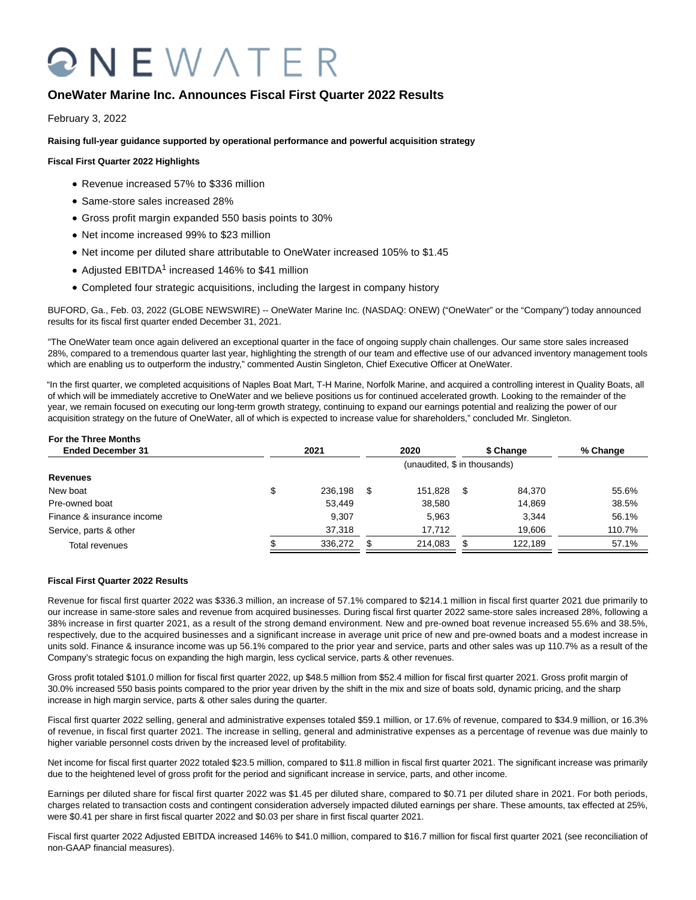# OneWater Marine Inc. Announces Fiscal First Quarter 2022 Results

February 3, 2022

**Raising full-year guidance supported by operational performance and powerful acquisition strategy**

**Fiscal First Quarter 2022 Highlights**

- Revenue increased 57% to $336 million
- Same-store sales increased 28%
- Gross profit margin expanded 550 basis points to 30%
- Net income increased 99% to $23 million
- Net income per diluted share attributable to OneWater increased 105% to $1.45
- Adjusted EBITDA[1] increased 146% to $41 million
- Completed four strategic acquisitions, including the largest in company history

BUFORD, Ga., Feb. 03, 2022 (GLOBE NEWSWIRE) -- OneWater Marine Inc. (NASDAQ: ONEW) ("OneWater" or the "Company") today announced results for its fiscal first quarter ended December 31, 2021.

"The OneWater team once again delivered an exceptional quarter in the face of ongoing supply chain challenges. Our same store sales increased 28%, compared to a tremendous quarter last year, highlighting the strength of our team and effective use of our advanced inventory management tools which are enabling us to outperform the industry," commented Austin Singleton, Chief Executive Officer at OneWater.

"In the first quarter, we completed acquisitions of Naples Boat Mart, T-H Marine, Norfolk Marine, and acquired a controlling interest in Quality Boats, all of which will be immediately accretive to OneWater and we believe positions us for continued accelerated growth. Looking to the remainder of the year, we remain focused on executing our long-term growth strategy, continuing to expand our earnings potential and realizing the power of our acquisition strategy on the future of OneWater, all of which is expected to increase value for shareholders," concluded Mr. Singleton.

| For the Three Months Ended December 31 | 2021 | 2020 | $ Change | % Change |
|---|---|---|---|---|
| | (unaudited, $ in thousands) | | | |
| **Revenues** | | | | |
| New boat | $ 236,198 | $ 151,828 | $ 84,370 | 55.6% |
| Pre-owned boat | 53,449 | 38,580 | 14,869 | 38.5% |
| Finance & insurance income | 9,307 | 5,963 | 3,344 | 56.1% |
| Service, parts & other | 37,318 | 17,712 | 19,606 | 110.7% |
| Total revenues | $ 336,272 | $ 214,083 | $ 122,189 | 57.1% |

**Fiscal First Quarter 2022 Results**

Revenue for fiscal first quarter 2022 was $336.3 million, an increase of 57.1% compared to $214.1 million in fiscal first quarter 2021 due primarily to our increase in same-store sales and revenue from acquired businesses. During fiscal first quarter 2022 same-store sales increased 28%, following a 38% increase in first quarter 2021, as a result of the strong demand environment. New and pre-owned boat revenue increased 55.6% and 38.5%, respectively, due to the acquired businesses and a significant increase in average unit price of new and pre-owned boats and a modest increase in units sold. Finance & insurance income was up 56.1% compared to the prior year and service, parts and other sales was up 110.7% as a result of the Company's strategic focus on expanding the high margin, less cyclical service, parts & other revenues.

Gross profit totaled $101.0 million for fiscal first quarter 2022, up $48.5 million from $52.4 million for fiscal first quarter 2021. Gross profit margin of 30.0% increased 550 basis points compared to the prior year driven by the shift in the mix and size of boats sold, dynamic pricing, and the sharp increase in high margin service, parts & other sales during the quarter.

Fiscal first quarter 2022 selling, general and administrative expenses totaled $59.1 million, or 17.6% of revenue, compared to $34.9 million, or 16.3% of revenue, in fiscal first quarter 2021. The increase in selling, general and administrative expenses as a percentage of revenue was due mainly to higher variable personnel costs driven by the increased level of profitability.

Net income for fiscal first quarter 2022 totaled $23.5 million, compared to $11.8 million in fiscal first quarter 2021. The significant increase was primarily due to the heightened level of gross profit for the period and significant increase in service, parts, and other income.

Earnings per diluted share for fiscal first quarter 2022 was $1.45 per diluted share, compared to $0.71 per diluted share in 2021. For both periods, charges related to transaction costs and contingent consideration adversely impacted diluted earnings per share. These amounts, tax effected at 25%, were $0.41 per share in first fiscal quarter 2022 and $0.03 per share in first fiscal quarter 2021.

Fiscal first quarter 2022 Adjusted EBITDA increased 146% to $41.0 million, compared to $16.7 million for fiscal first quarter 2021 (see reconciliation of non-GAAP financial measures).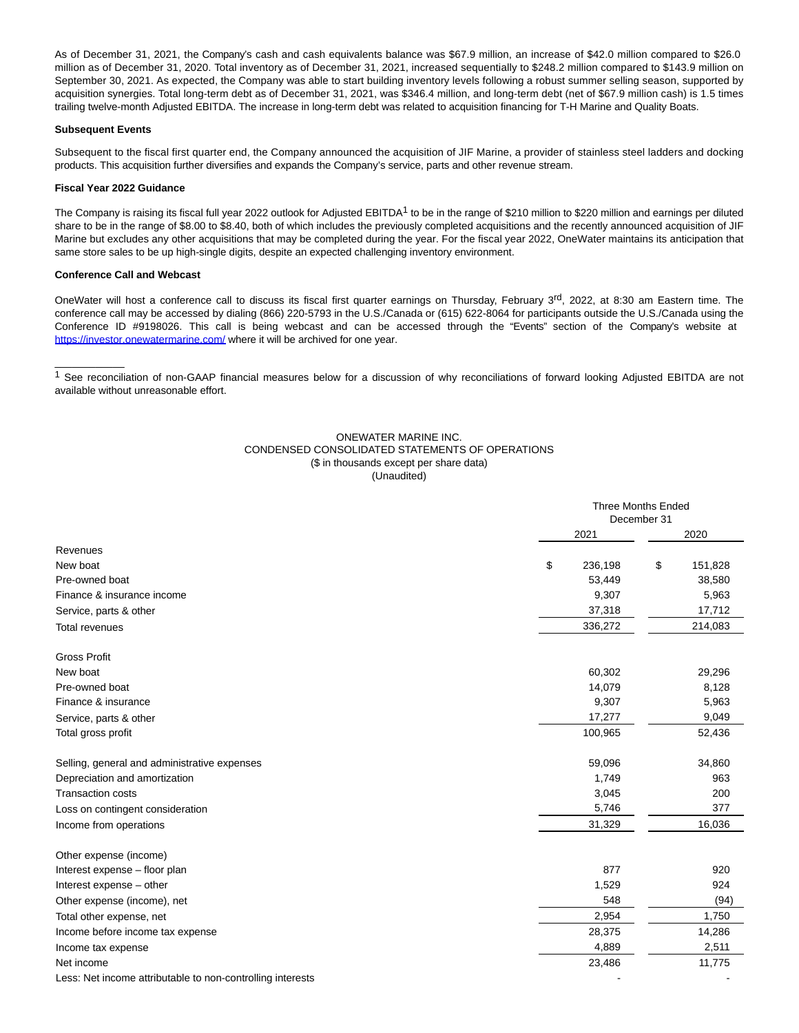As of December 31, 2021, the Company's cash and cash equivalents balance was $67.9 million, an increase of $42.0 million compared to $26.0 million as of December 31, 2020. Total inventory as of December 31, 2021, increased sequentially to $248.2 million compared to $143.9 million on September 30, 2021. As expected, the Company was able to start building inventory levels following a robust summer selling season, supported by acquisition synergies. Total long-term debt as of December 31, 2021, was $346.4 million, and long-term debt (net of $67.9 million cash) is 1.5 times trailing twelve-month Adjusted EBITDA. The increase in long-term debt was related to acquisition financing for T-H Marine and Quality Boats.

**Subsequent Events**

Subsequent to the fiscal first quarter end, the Company announced the acquisition of JIF Marine, a provider of stainless steel ladders and docking products. This acquisition further diversifies and expands the Company's service, parts and other revenue stream.

**Fiscal Year 2022 Guidance**

The Company is raising its fiscal full year 2022 outlook for Adjusted EBITDA[1] to be in the range of $210 million to $220 million and earnings per diluted share to be in the range of $8.00 to $8.40, both of which includes the previously completed acquisitions and the recently announced acquisition of JIF Marine but excludes any other acquisitions that may be completed during the year. For the fiscal year 2022, OneWater maintains its anticipation that same store sales to be up high-single digits, despite an expected challenging inventory environment.

**Conference Call and Webcast**

OneWater will host a conference call to discuss its fiscal first quarter earnings on Thursday, February 3rd, 2022, at 8:30 am Eastern time. The conference call may be accessed by dialing (866) 220-5793 in the U.S./Canada or (615) 622-8064 for participants outside the U.S./Canada using the Conference ID #9198026. This call is being webcast and can be accessed through the "Events" section of the Company's website at https://investor.onewatermarine.com/ where it will be archived for one year.

[1] See reconciliation of non-GAAP financial measures below for a discussion of why reconciliations of forward looking Adjusted EBITDA are not available without unreasonable effort.

ONEWATER MARINE INC.
CONDENSED CONSOLIDATED STATEMENTS OF OPERATIONS
($ in thousands except per share data)
(Unaudited)

| | Three Months Ended December 31 | |
|---|---|---|
| | 2021 | 2020 |
| **Revenues** | | |
| New boat | $ 236,198 | $ 151,828 |
| Pre-owned boat | 53,449 | 38,580 |
| Finance & insurance income | 9,307 | 5,963 |
| Service, parts & other | 37,318 | 17,712 |
| Total revenues | 336,272 | 214,083 |
| **Gross Profit** | | |
| New boat | 60,302 | 29,296 |
| Pre-owned boat | 14,079 | 8,128 |
| Finance & insurance | 9,307 | 5,963 |
| Service, parts & other | 17,277 | 9,049 |
| Total gross profit | 100,965 | 52,436 |
| Selling, general and administrative expenses | 59,096 | 34,860 |
| Depreciation and amortization | 1,749 | 963 |
| Transaction costs | 3,045 | 200 |
| Loss on contingent consideration | 5,746 | 377 |
| Income from operations | 31,329 | 16,036 |
| **Other expense (income)** | | |
| Interest expense – floor plan | 877 | 920 |
| Interest expense – other | 1,529 | 924 |
| Other expense (income), net | 548 | (94) |
| Total other expense, net | 2,954 | 1,750 |
| Income before income tax expense | 28,375 | 14,286 |
| Income tax expense | 4,889 | 2,511 |
| Net income | 23,486 | 11,775 |
| Less: Net income attributable to non-controlling interests | - | - |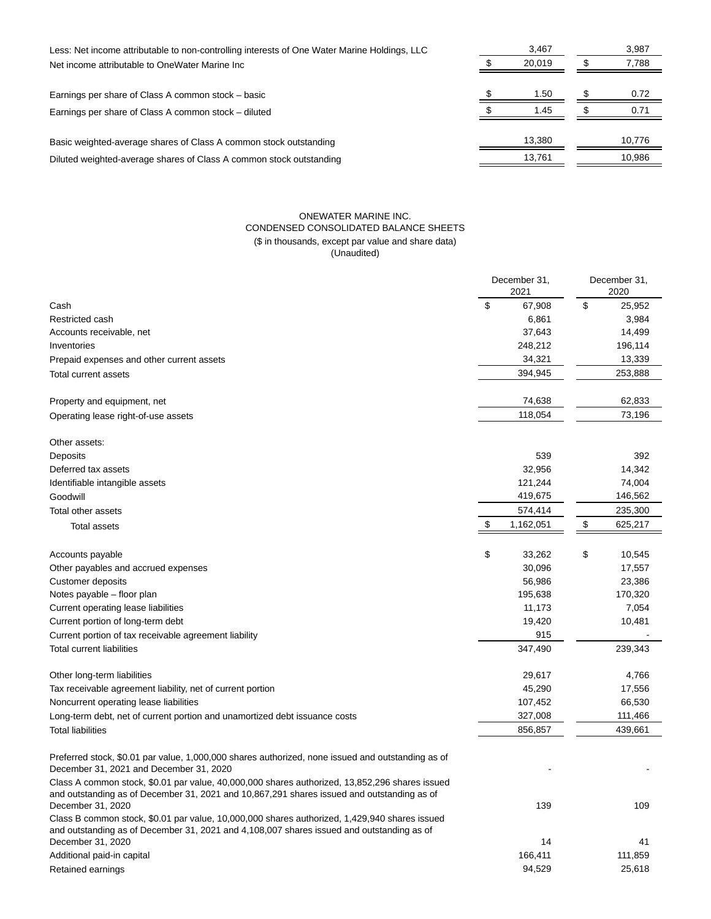| | | |
|---|---|---|
| Less: Net income attributable to non-controlling interests of One Water Marine Holdings, LLC | 3,467 | 3,987 |
| Net income attributable to OneWater Marine Inc | $ 20,019 | $ 7,788 |
| Earnings per share of Class A common stock – basic | $ 1.50 | $ 0.72 |
| Earnings per share of Class A common stock – diluted | $ 1.45 | $ 0.71 |
| Basic weighted-average shares of Class A common stock outstanding | 13,380 | 10,776 |
| Diluted weighted-average shares of Class A common stock outstanding | 13,761 | 10,986 |

ONEWATER MARINE INC.
CONDENSED CONSOLIDATED BALANCE SHEETS
($ in thousands, except par value and share data)
(Unaudited)

| | December 31, 2021 | December 31, 2020 |
|---|---|---|
| Cash | $ 67,908 | $ 25,952 |
| Restricted cash | 6,861 | 3,984 |
| Accounts receivable, net | 37,643 | 14,499 |
| Inventories | 248,212 | 196,114 |
| Prepaid expenses and other current assets | 34,321 | 13,339 |
| Total current assets | 394,945 | 253,888 |
| Property and equipment, net | 74,638 | 62,833 |
| Operating lease right-of-use assets | 118,054 | 73,196 |
| Other assets: | | |
| Deposits | 539 | 392 |
| Deferred tax assets | 32,956 | 14,342 |
| Identifiable intangible assets | 121,244 | 74,004 |
| Goodwill | 419,675 | 146,562 |
| Total other assets | 574,414 | 235,300 |
| Total assets | $ 1,162,051 | $ 625,217 |
| Accounts payable | $ 33,262 | $ 10,545 |
| Other payables and accrued expenses | 30,096 | 17,557 |
| Customer deposits | 56,986 | 23,386 |
| Notes payable – floor plan | 195,638 | 170,320 |
| Current operating lease liabilities | 11,173 | 7,054 |
| Current portion of long-term debt | 19,420 | 10,481 |
| Current portion of tax receivable agreement liability | 915 | - |
| Total current liabilities | 347,490 | 239,343 |
| Other long-term liabilities | 29,617 | 4,766 |
| Tax receivable agreement liability, net of current portion | 45,290 | 17,556 |
| Noncurrent operating lease liabilities | 107,452 | 66,530 |
| Long-term debt, net of current portion and unamortized debt issuance costs | 327,008 | 111,466 |
| Total liabilities | 856,857 | 439,661 |
| Preferred stock, $0.01 par value, 1,000,000 shares authorized, none issued and outstanding as of December 31, 2021 and December 31, 2020 | - | - |
| Class A common stock, $0.01 par value, 40,000,000 shares authorized, 13,852,296 shares issued and outstanding as of December 31, 2021 and 10,867,291 shares issued and outstanding as of December 31, 2020 | 139 | 109 |
| Class B common stock, $0.01 par value, 10,000,000 shares authorized, 1,429,940 shares issued and outstanding as of December 31, 2021 and 4,108,007 shares issued and outstanding as of December 31, 2020 | 14 | 41 |
| Additional paid-in capital | 166,411 | 111,859 |
| Retained earnings | 94,529 | 25,618 |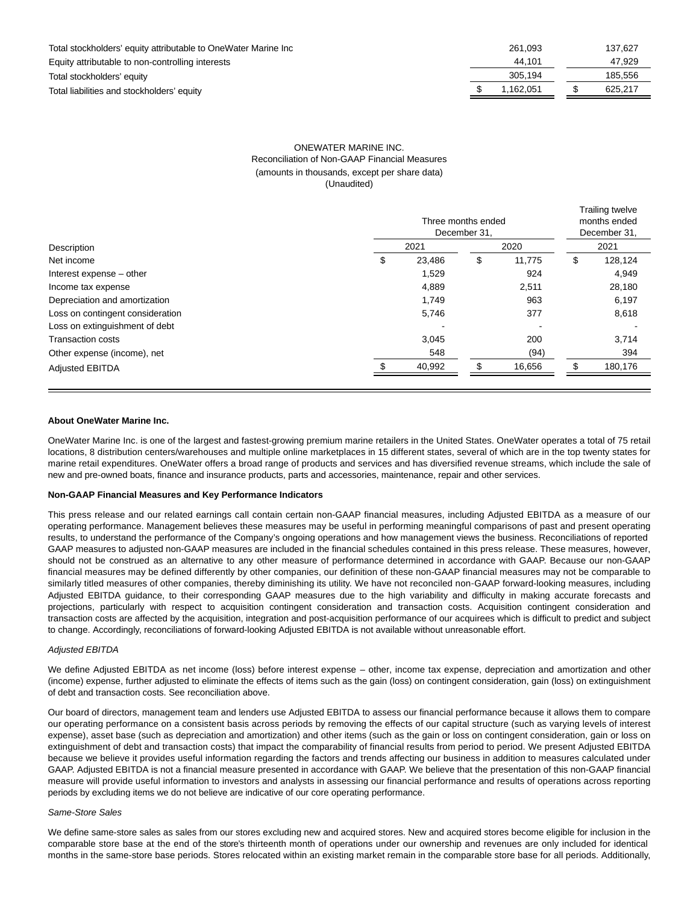| | | |
|---|---|---|
| Total stockholders' equity attributable to OneWater Marine Inc | 261,093 | 137,627 |
| Equity attributable to non-controlling interests | 44,101 | 47,929 |
| Total stockholders' equity | 305,194 | 185,556 |
| Total liabilities and stockholders' equity | $ 1,162,051 | $ 625,217 |

ONEWATER MARINE INC.
Reconciliation of Non-GAAP Financial Measures
(amounts in thousands, except per share data)
(Unaudited)

| | Three months ended December 31, | | Trailing twelve months ended December 31, |
|---|---|---|---|
| Description | 2021 | 2020 | 2021 |
| Net income | $ 23,486 | $ 11,775 | $ 128,124 |
| Interest expense – other | 1,529 | 924 | 4,949 |
| Income tax expense | 4,889 | 2,511 | 28,180 |
| Depreciation and amortization | 1,749 | 963 | 6,197 |
| Loss on contingent consideration | 5,746 | 377 | 8,618 |
| Loss on extinguishment of debt | - | - | - |
| Transaction costs | 3,045 | 200 | 3,714 |
| Other expense (income), net | 548 | (94) | 394 |
| Adjusted EBITDA | $ 40,992 | $ 16,656 | $ 180,176 |

**About OneWater Marine Inc.**

OneWater Marine Inc. is one of the largest and fastest-growing premium marine retailers in the United States. OneWater operates a total of 75 retail locations, 8 distribution centers/warehouses and multiple online marketplaces in 15 different states, several of which are in the top twenty states for marine retail expenditures. OneWater offers a broad range of products and services and has diversified revenue streams, which include the sale of new and pre-owned boats, finance and insurance products, parts and accessories, maintenance, repair and other services.

**Non-GAAP Financial Measures and Key Performance Indicators**

This press release and our related earnings call contain certain non-GAAP financial measures, including Adjusted EBITDA as a measure of our operating performance. Management believes these measures may be useful in performing meaningful comparisons of past and present operating results, to understand the performance of the Company's ongoing operations and how management views the business. Reconciliations of reported GAAP measures to adjusted non-GAAP measures are included in the financial schedules contained in this press release. These measures, however, should not be construed as an alternative to any other measure of performance determined in accordance with GAAP. Because our non-GAAP financial measures may be defined differently by other companies, our definition of these non-GAAP financial measures may not be comparable to similarly titled measures of other companies, thereby diminishing its utility. We have not reconciled non-GAAP forward-looking measures, including Adjusted EBITDA guidance, to their corresponding GAAP measures due to the high variability and difficulty in making accurate forecasts and projections, particularly with respect to acquisition contingent consideration and transaction costs. Acquisition contingent consideration and transaction costs are affected by the acquisition, integration and post-acquisition performance of our acquirees which is difficult to predict and subject to change. Accordingly, reconciliations of forward-looking Adjusted EBITDA is not available without unreasonable effort.

*Adjusted EBITDA*

We define Adjusted EBITDA as net income (loss) before interest expense – other, income tax expense, depreciation and amortization and other (income) expense, further adjusted to eliminate the effects of items such as the gain (loss) on contingent consideration, gain (loss) on extinguishment of debt and transaction costs. See reconciliation above.

Our board of directors, management team and lenders use Adjusted EBITDA to assess our financial performance because it allows them to compare our operating performance on a consistent basis across periods by removing the effects of our capital structure (such as varying levels of interest expense), asset base (such as depreciation and amortization) and other items (such as the gain or loss on contingent consideration, gain or loss on extinguishment of debt and transaction costs) that impact the comparability of financial results from period to period. We present Adjusted EBITDA because we believe it provides useful information regarding the factors and trends affecting our business in addition to measures calculated under GAAP. Adjusted EBITDA is not a financial measure presented in accordance with GAAP. We believe that the presentation of this non-GAAP financial measure will provide useful information to investors and analysts in assessing our financial performance and results of operations across reporting periods by excluding items we do not believe are indicative of our core operating performance.

*Same-Store Sales*

We define same-store sales as sales from our stores excluding new and acquired stores. New and acquired stores become eligible for inclusion in the comparable store base at the end of the store's thirteenth month of operations under our ownership and revenues are only included for identical months in the same-store base periods. Stores relocated within an existing market remain in the comparable store base for all periods. Additionally,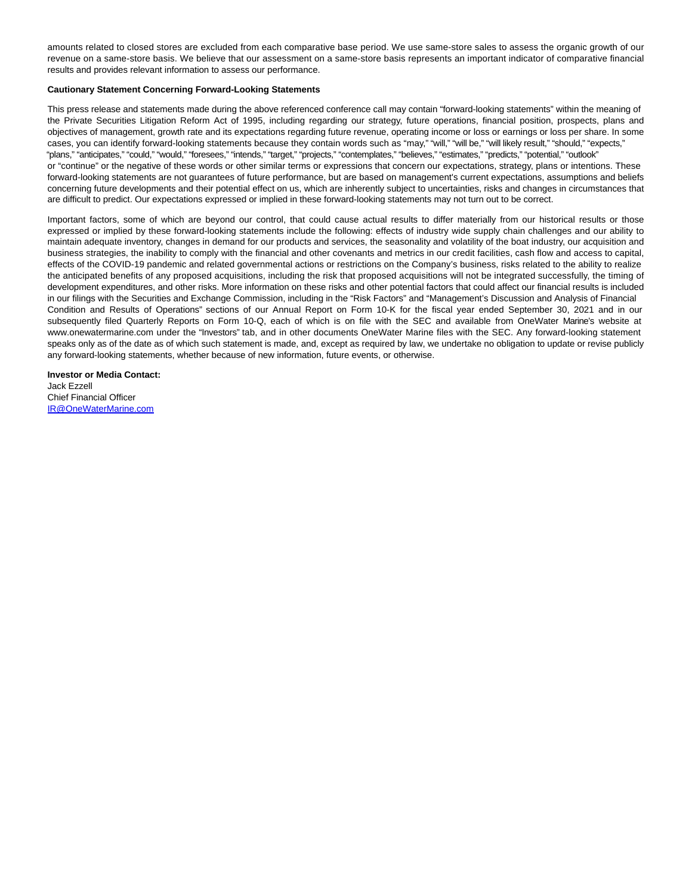amounts related to closed stores are excluded from each comparative base period. We use same-store sales to assess the organic growth of our revenue on a same-store basis. We believe that our assessment on a same-store basis represents an important indicator of comparative financial results and provides relevant information to assess our performance.

**Cautionary Statement Concerning Forward-Looking Statements**

This press release and statements made during the above referenced conference call may contain "forward-looking statements" within the meaning of the Private Securities Litigation Reform Act of 1995, including regarding our strategy, future operations, financial position, prospects, plans and objectives of management, growth rate and its expectations regarding future revenue, operating income or loss or earnings or loss per share. In some cases, you can identify forward-looking statements because they contain words such as "may," "will," "will be," "will likely result," "should," "expects," "plans," "anticipates," "could," "would," "foresees," "intends," "target," "projects," "contemplates," "believes," "estimates," "predicts," "potential," "outlook" or "continue" or the negative of these words or other similar terms or expressions that concern our expectations, strategy, plans or intentions. These forward-looking statements are not guarantees of future performance, but are based on management's current expectations, assumptions and beliefs concerning future developments and their potential effect on us, which are inherently subject to uncertainties, risks and changes in circumstances that are difficult to predict. Our expectations expressed or implied in these forward-looking statements may not turn out to be correct.

Important factors, some of which are beyond our control, that could cause actual results to differ materially from our historical results or those expressed or implied by these forward-looking statements include the following: effects of industry wide supply chain challenges and our ability to maintain adequate inventory, changes in demand for our products and services, the seasonality and volatility of the boat industry, our acquisition and business strategies, the inability to comply with the financial and other covenants and metrics in our credit facilities, cash flow and access to capital, effects of the COVID-19 pandemic and related governmental actions or restrictions on the Company's business, risks related to the ability to realize the anticipated benefits of any proposed acquisitions, including the risk that proposed acquisitions will not be integrated successfully, the timing of development expenditures, and other risks. More information on these risks and other potential factors that could affect our financial results is included in our filings with the Securities and Exchange Commission, including in the "Risk Factors" and "Management's Discussion and Analysis of Financial Condition and Results of Operations" sections of our Annual Report on Form 10-K for the fiscal year ended September 30, 2021 and in our subsequently filed Quarterly Reports on Form 10-Q, each of which is on file with the SEC and available from OneWater Marine's website at www.onewatermarine.com under the "Investors" tab, and in other documents OneWater Marine files with the SEC. Any forward-looking statement speaks only as of the date as of which such statement is made, and, except as required by law, we undertake no obligation to update or revise publicly any forward-looking statements, whether because of new information, future events, or otherwise.

**Investor or Media Contact:**
Jack Ezzell
Chief Financial Officer
IR@OneWaterMarine.com